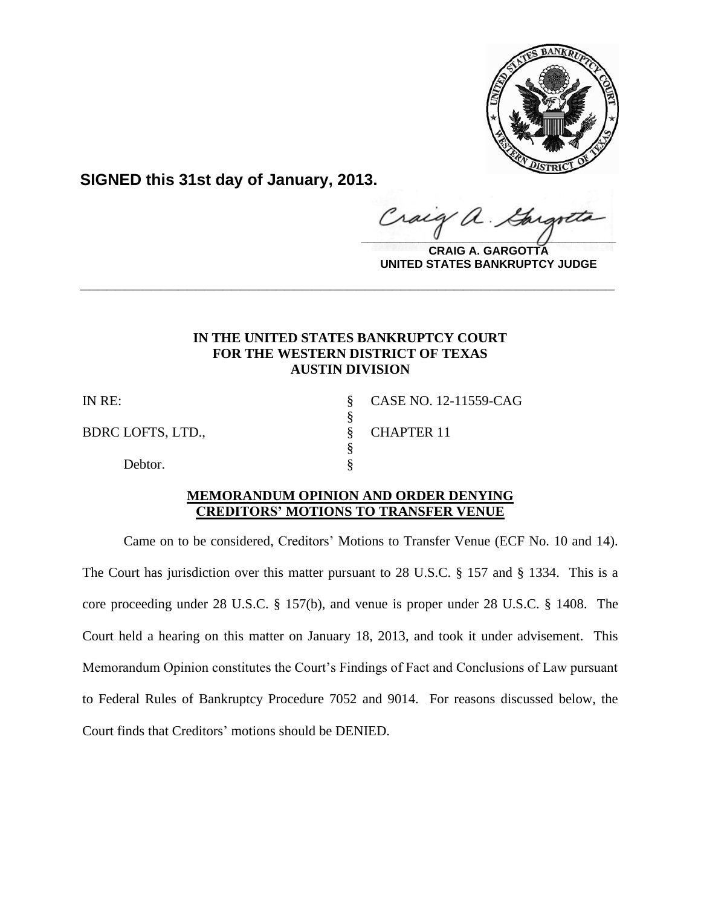**SIGNED this 31st day of January, 2013.**

**CRAIG A. GARGOTTA**
**UNITED STATES BANKRUPTCY JUDGE**

---

**IN THE UNITED STATES BANKRUPTCY COURT**
**FOR THE WESTERN DISTRICT OF TEXAS**
**AUSTIN DIVISION**

| | | |
|---|---|---|
| IN RE: | § | CASE NO. 12-11559-CAG |
| | § | |
| BDRC LOFTS, LTD., | § | CHAPTER 11 |
| | § | |
| Debtor. | § | |

**MEMORANDUM OPINION AND ORDER DENYING CREDITORS' MOTIONS TO TRANSFER VENUE**

Came on to be considered, Creditors' Motions to Transfer Venue (ECF No. 10 and 14). The Court has jurisdiction over this matter pursuant to 28 U.S.C. § 157 and § 1334. This is a core proceeding under 28 U.S.C. § 157(b), and venue is proper under 28 U.S.C. § 1408. The Court held a hearing on this matter on January 18, 2013, and took it under advisement. This Memorandum Opinion constitutes the Court's Findings of Fact and Conclusions of Law pursuant to Federal Rules of Bankruptcy Procedure 7052 and 9014. For reasons discussed below, the Court finds that Creditors' motions should be DENIED.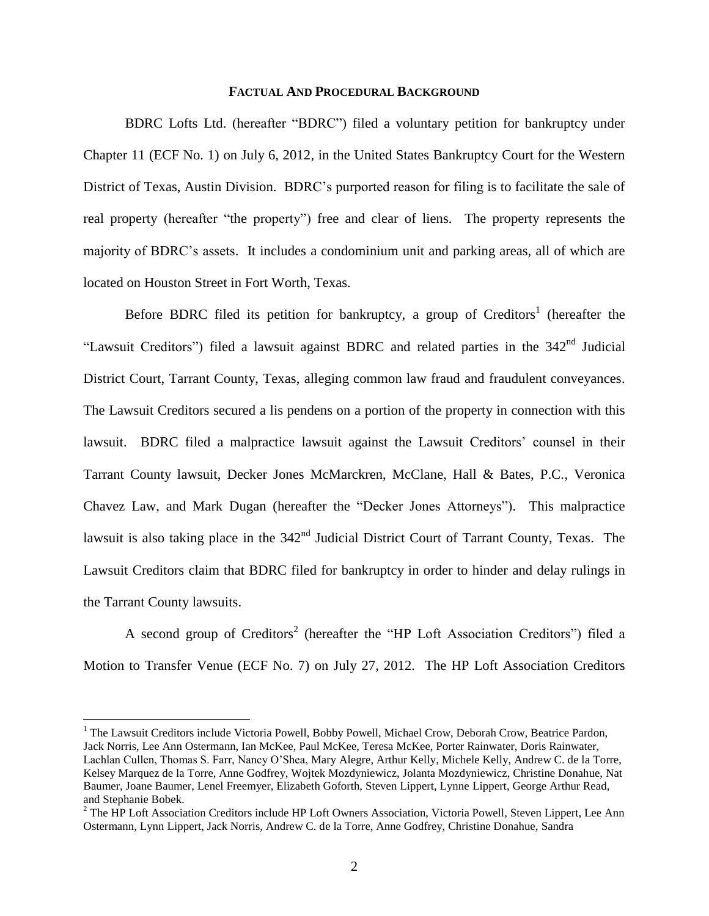## Factual And Procedural Background

BDRC Lofts Ltd. (hereafter "BDRC") filed a voluntary petition for bankruptcy under Chapter 11 (ECF No. 1) on July 6, 2012, in the United States Bankruptcy Court for the Western District of Texas, Austin Division. BDRC's purported reason for filing is to facilitate the sale of real property (hereafter "the property") free and clear of liens. The property represents the majority of BDRC's assets. It includes a condominium unit and parking areas, all of which are located on Houston Street in Fort Worth, Texas.

Before BDRC filed its petition for bankruptcy, a group of Creditors[1] (hereafter the "Lawsuit Creditors") filed a lawsuit against BDRC and related parties in the 342nd Judicial District Court, Tarrant County, Texas, alleging common law fraud and fraudulent conveyances. The Lawsuit Creditors secured a lis pendens on a portion of the property in connection with this lawsuit. BDRC filed a malpractice lawsuit against the Lawsuit Creditors' counsel in their Tarrant County lawsuit, Decker Jones McMarckren, McClane, Hall & Bates, P.C., Veronica Chavez Law, and Mark Dugan (hereafter the "Decker Jones Attorneys"). This malpractice lawsuit is also taking place in the 342nd Judicial District Court of Tarrant County, Texas. The Lawsuit Creditors claim that BDRC filed for bankruptcy in order to hinder and delay rulings in the Tarrant County lawsuits.

A second group of Creditors[2] (hereafter the "HP Loft Association Creditors") filed a Motion to Transfer Venue (ECF No. 7) on July 27, 2012. The HP Loft Association Creditors

---

[1] The Lawsuit Creditors include Victoria Powell, Bobby Powell, Michael Crow, Deborah Crow, Beatrice Pardon, Jack Norris, Lee Ann Ostermann, Ian McKee, Paul McKee, Teresa McKee, Porter Rainwater, Doris Rainwater, Lachlan Cullen, Thomas S. Farr, Nancy O'Shea, Mary Alegre, Arthur Kelly, Michele Kelly, Andrew C. de la Torre, Kelsey Marquez de la Torre, Anne Godfrey, Wojtek Mozdyniewicz, Jolanta Mozdyniewicz, Christine Donahue, Nat Baumer, Joane Baumer, Lenel Freemyer, Elizabeth Goforth, Steven Lippert, Lynne Lippert, George Arthur Read, and Stephanie Bobek.

[2] The HP Loft Association Creditors include HP Loft Owners Association, Victoria Powell, Steven Lippert, Lee Ann Ostermann, Lynn Lippert, Jack Norris, Andrew C. de la Torre, Anne Godfrey, Christine Donahue, Sandra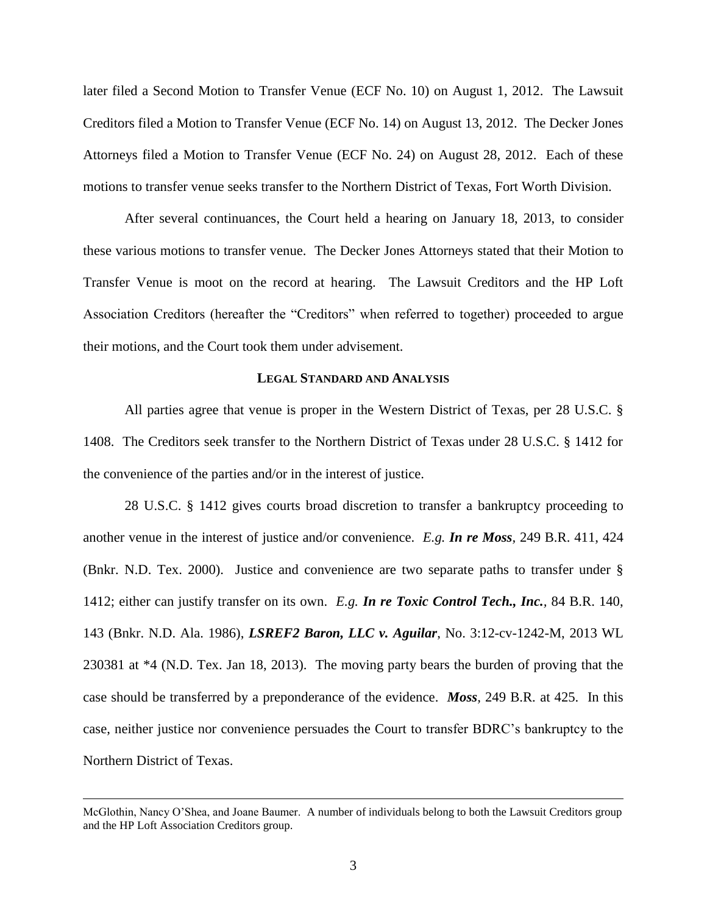later filed a Second Motion to Transfer Venue (ECF No. 10) on August 1, 2012. The Lawsuit Creditors filed a Motion to Transfer Venue (ECF No. 14) on August 13, 2012. The Decker Jones Attorneys filed a Motion to Transfer Venue (ECF No. 24) on August 28, 2012. Each of these motions to transfer venue seeks transfer to the Northern District of Texas, Fort Worth Division.

After several continuances, the Court held a hearing on January 18, 2013, to consider these various motions to transfer venue. The Decker Jones Attorneys stated that their Motion to Transfer Venue is moot on the record at hearing. The Lawsuit Creditors and the HP Loft Association Creditors (hereafter the "Creditors" when referred to together) proceeded to argue their motions, and the Court took them under advisement.

## LEGAL STANDARD AND ANALYSIS

All parties agree that venue is proper in the Western District of Texas, per 28 U.S.C. § 1408. The Creditors seek transfer to the Northern District of Texas under 28 U.S.C. § 1412 for the convenience of the parties and/or in the interest of justice.

28 U.S.C. § 1412 gives courts broad discretion to transfer a bankruptcy proceeding to another venue in the interest of justice and/or convenience. *E.g.* ***In re Moss***, 249 B.R. 411, 424 (Bnkr. N.D. Tex. 2000). Justice and convenience are two separate paths to transfer under § 1412; either can justify transfer on its own. *E.g.* ***In re Toxic Control Tech., Inc.***, 84 B.R. 140, 143 (Bnkr. N.D. Ala. 1986), ***LSREF2 Baron, LLC v. Aguilar***, No. 3:12-cv-1242-M, 2013 WL 230381 at *4 (N.D. Tex. Jan 18, 2013). The moving party bears the burden of proving that the case should be transferred by a preponderance of the evidence. ***Moss***, 249 B.R. at 425. In this case, neither justice nor convenience persuades the Court to transfer BDRC's bankruptcy to the Northern District of Texas.

---

McGlothin, Nancy O'Shea, and Joane Baumer. A number of individuals belong to both the Lawsuit Creditors group and the HP Loft Association Creditors group.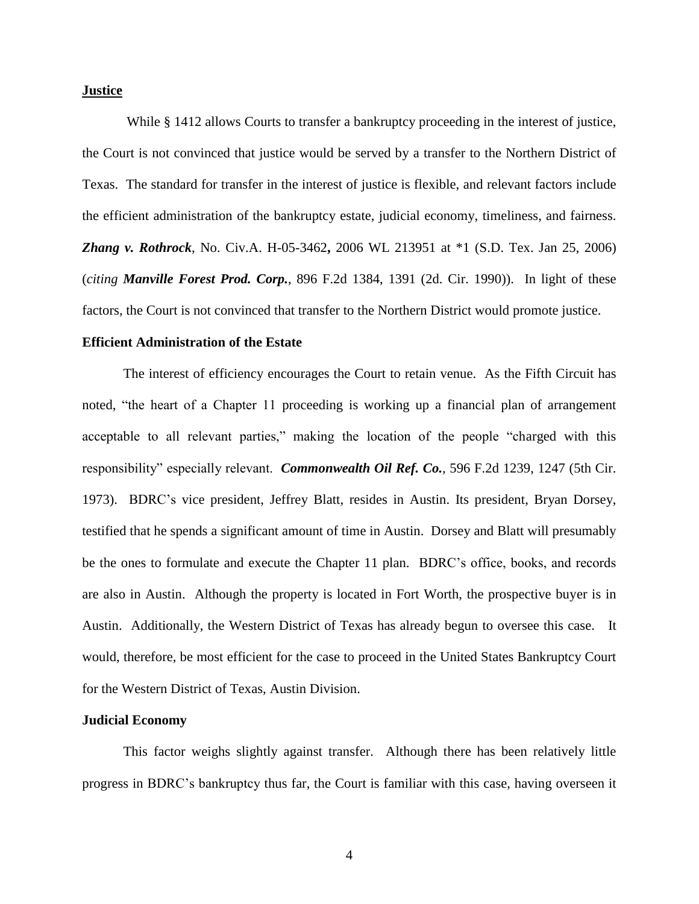**Justice**

While § 1412 allows Courts to transfer a bankruptcy proceeding in the interest of justice, the Court is not convinced that justice would be served by a transfer to the Northern District of Texas. The standard for transfer in the interest of justice is flexible, and relevant factors include the efficient administration of the bankruptcy estate, judicial economy, timeliness, and fairness. ***Zhang v. Rothrock***, No. Civ.A. H-05-3462**,** 2006 WL 213951 at *1 (S.D. Tex. Jan 25, 2006) (*citing* ***Manville Forest Prod. Corp.***, 896 F.2d 1384, 1391 (2d. Cir. 1990)). In light of these factors, the Court is not convinced that transfer to the Northern District would promote justice.

**Efficient Administration of the Estate**

The interest of efficiency encourages the Court to retain venue. As the Fifth Circuit has noted, "the heart of a Chapter 11 proceeding is working up a financial plan of arrangement acceptable to all relevant parties," making the location of the people "charged with this responsibility" especially relevant. ***Commonwealth Oil Ref. Co.****,* 596 F.2d 1239, 1247 (5th Cir. 1973). BDRC's vice president, Jeffrey Blatt, resides in Austin. Its president, Bryan Dorsey, testified that he spends a significant amount of time in Austin. Dorsey and Blatt will presumably be the ones to formulate and execute the Chapter 11 plan. BDRC's office, books, and records are also in Austin. Although the property is located in Fort Worth, the prospective buyer is in Austin. Additionally, the Western District of Texas has already begun to oversee this case. It would, therefore, be most efficient for the case to proceed in the United States Bankruptcy Court for the Western District of Texas, Austin Division.

**Judicial Economy**

This factor weighs slightly against transfer. Although there has been relatively little progress in BDRC's bankruptcy thus far, the Court is familiar with this case, having overseen it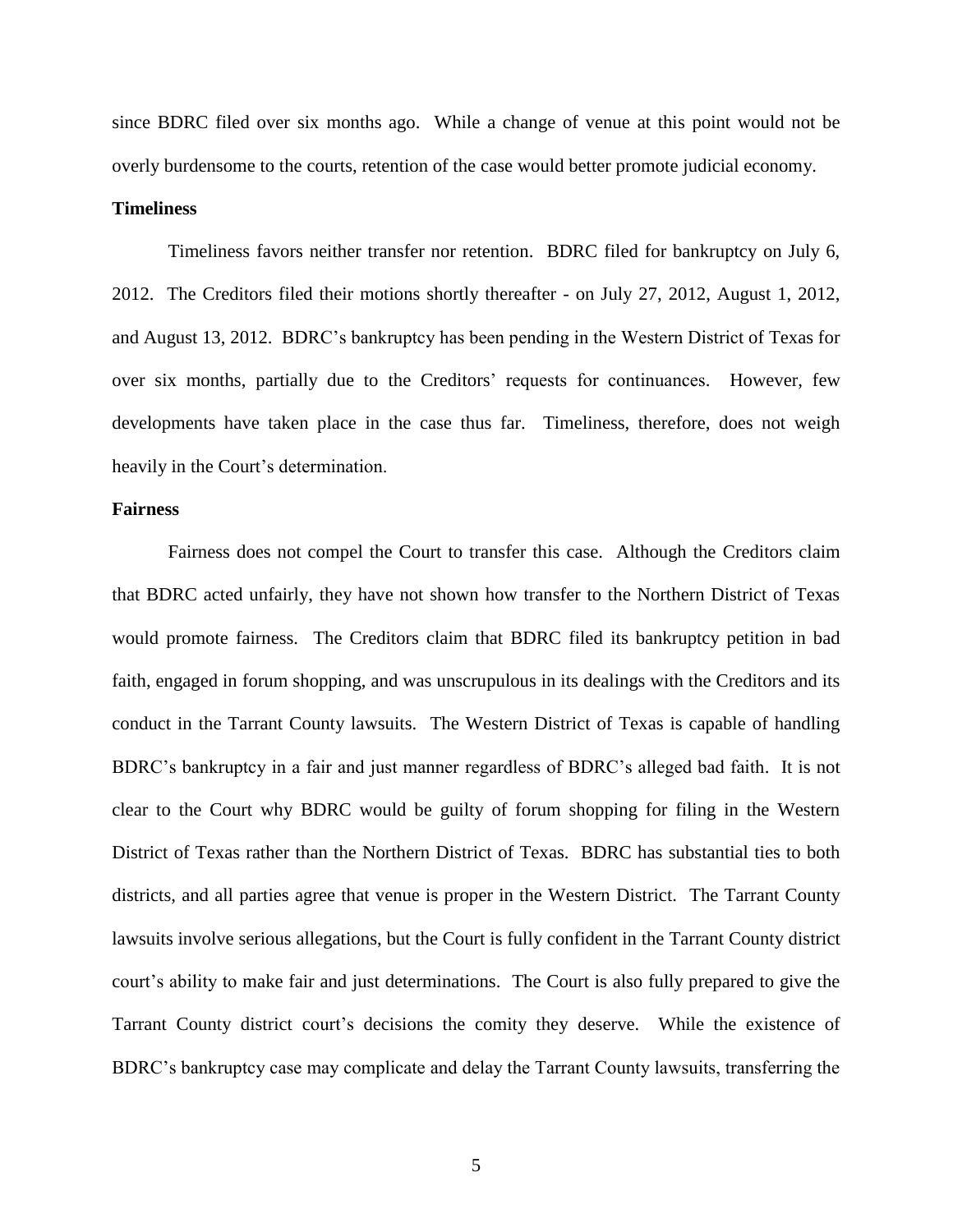since BDRC filed over six months ago. While a change of venue at this point would not be overly burdensome to the courts, retention of the case would better promote judicial economy.

**Timeliness**

Timeliness favors neither transfer nor retention. BDRC filed for bankruptcy on July 6, 2012. The Creditors filed their motions shortly thereafter - on July 27, 2012, August 1, 2012, and August 13, 2012. BDRC's bankruptcy has been pending in the Western District of Texas for over six months, partially due to the Creditors' requests for continuances. However, few developments have taken place in the case thus far. Timeliness, therefore, does not weigh heavily in the Court's determination.

**Fairness**

Fairness does not compel the Court to transfer this case. Although the Creditors claim that BDRC acted unfairly, they have not shown how transfer to the Northern District of Texas would promote fairness. The Creditors claim that BDRC filed its bankruptcy petition in bad faith, engaged in forum shopping, and was unscrupulous in its dealings with the Creditors and its conduct in the Tarrant County lawsuits. The Western District of Texas is capable of handling BDRC's bankruptcy in a fair and just manner regardless of BDRC's alleged bad faith. It is not clear to the Court why BDRC would be guilty of forum shopping for filing in the Western District of Texas rather than the Northern District of Texas. BDRC has substantial ties to both districts, and all parties agree that venue is proper in the Western District. The Tarrant County lawsuits involve serious allegations, but the Court is fully confident in the Tarrant County district court's ability to make fair and just determinations. The Court is also fully prepared to give the Tarrant County district court's decisions the comity they deserve. While the existence of BDRC's bankruptcy case may complicate and delay the Tarrant County lawsuits, transferring the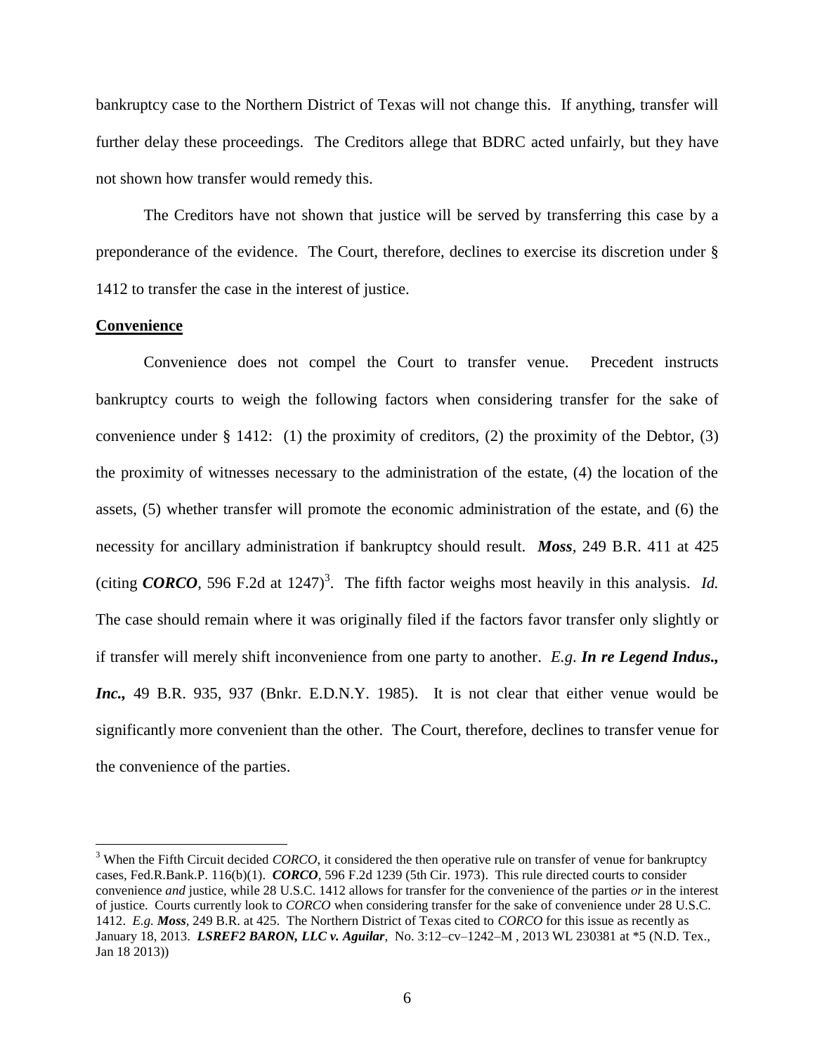bankruptcy case to the Northern District of Texas will not change this. If anything, transfer will further delay these proceedings. The Creditors allege that BDRC acted unfairly, but they have not shown how transfer would remedy this.

The Creditors have not shown that justice will be served by transferring this case by a preponderance of the evidence. The Court, therefore, declines to exercise its discretion under § 1412 to transfer the case in the interest of justice.

**Convenience**

Convenience does not compel the Court to transfer venue. Precedent instructs bankruptcy courts to weigh the following factors when considering transfer for the sake of convenience under § 1412: (1) the proximity of creditors, (2) the proximity of the Debtor, (3) the proximity of witnesses necessary to the administration of the estate, (4) the location of the assets, (5) whether transfer will promote the economic administration of the estate, and (6) the necessity for ancillary administration if bankruptcy should result. ***Moss***, 249 B.R. 411 at 425 (citing ***CORCO***, 596 F.2d at 1247)[3]. The fifth factor weighs most heavily in this analysis. *Id.* The case should remain where it was originally filed if the factors favor transfer only slightly or if transfer will merely shift inconvenience from one party to another. *E.g*. ***In re Legend Indus., Inc.,*** 49 B.R. 935, 937 (Bnkr. E.D.N.Y. 1985). It is not clear that either venue would be significantly more convenient than the other. The Court, therefore, declines to transfer venue for the convenience of the parties.

---

[3] When the Fifth Circuit decided *CORCO*, it considered the then operative rule on transfer of venue for bankruptcy cases, Fed.R.Bank.P. 116(b)(1). ***CORCO***, 596 F.2d 1239 (5th Cir. 1973). This rule directed courts to consider convenience *and* justice, while 28 U.S.C. 1412 allows for transfer for the convenience of the parties *or* in the interest of justice. Courts currently look to *CORCO* when considering transfer for the sake of convenience under 28 U.S.C. 1412. *E.g.* ***Moss***, 249 B.R. at 425. The Northern District of Texas cited to *CORCO* for this issue as recently as January 18, 2013. ***LSREF2 BARON, LLC v. Aguilar***, No. 3:12–cv–1242–M , 2013 WL 230381 at *5 (N.D. Tex., Jan 18 2013))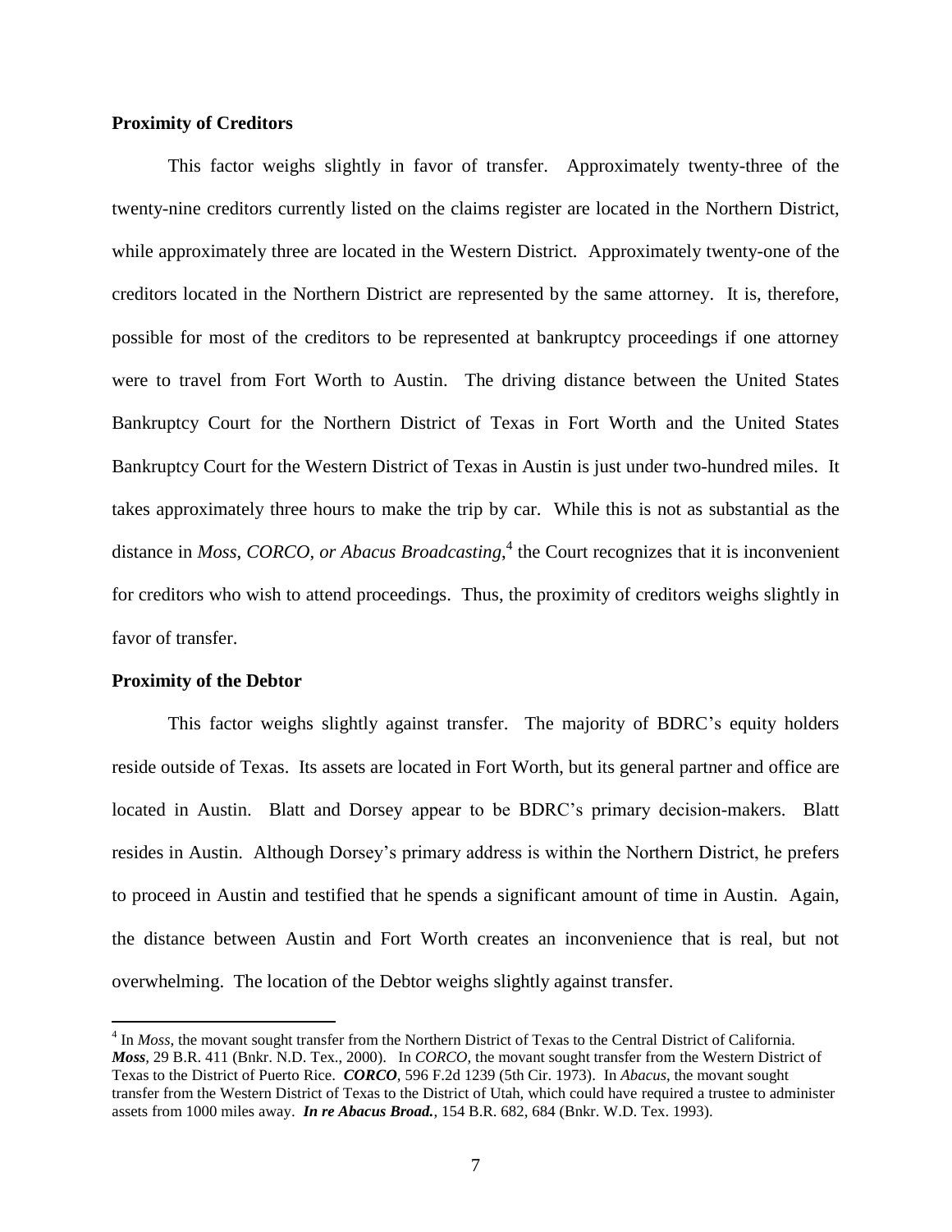**Proximity of Creditors**

This factor weighs slightly in favor of transfer. Approximately twenty-three of the twenty-nine creditors currently listed on the claims register are located in the Northern District, while approximately three are located in the Western District. Approximately twenty-one of the creditors located in the Northern District are represented by the same attorney. It is, therefore, possible for most of the creditors to be represented at bankruptcy proceedings if one attorney were to travel from Fort Worth to Austin. The driving distance between the United States Bankruptcy Court for the Northern District of Texas in Fort Worth and the United States Bankruptcy Court for the Western District of Texas in Austin is just under two-hundred miles. It takes approximately three hours to make the trip by car. While this is not as substantial as the distance in *Moss*, *CORCO, or Abacus Broadcasting*,[4] the Court recognizes that it is inconvenient for creditors who wish to attend proceedings. Thus, the proximity of creditors weighs slightly in favor of transfer.

**Proximity of the Debtor**

This factor weighs slightly against transfer. The majority of BDRC's equity holders reside outside of Texas. Its assets are located in Fort Worth, but its general partner and office are located in Austin. Blatt and Dorsey appear to be BDRC's primary decision-makers. Blatt resides in Austin. Although Dorsey's primary address is within the Northern District, he prefers to proceed in Austin and testified that he spends a significant amount of time in Austin. Again, the distance between Austin and Fort Worth creates an inconvenience that is real, but not overwhelming. The location of the Debtor weighs slightly against transfer.

---

[4] In *Moss*, the movant sought transfer from the Northern District of Texas to the Central District of California. ***Moss***, 29 B.R. 411 (Bnkr. N.D. Tex., 2000). In *CORCO*, the movant sought transfer from the Western District of Texas to the District of Puerto Rice. ***CORCO***, 596 F.2d 1239 (5th Cir. 1973). In *Abacus*, the movant sought transfer from the Western District of Texas to the District of Utah, which could have required a trustee to administer assets from 1000 miles away. ***In re Abacus Broad.***, 154 B.R. 682, 684 (Bnkr. W.D. Tex. 1993).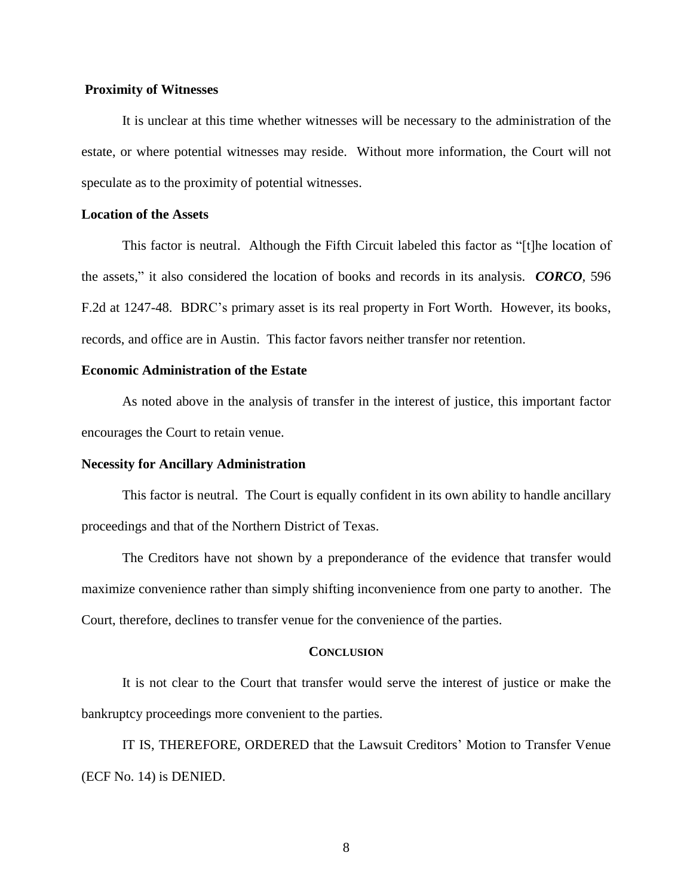**Proximity of Witnesses**

It is unclear at this time whether witnesses will be necessary to the administration of the estate, or where potential witnesses may reside. Without more information, the Court will not speculate as to the proximity of potential witnesses.

**Location of the Assets**

This factor is neutral. Although the Fifth Circuit labeled this factor as "[t]he location of the assets," it also considered the location of books and records in its analysis. ***CORCO***, 596 F.2d at 1247-48. BDRC's primary asset is its real property in Fort Worth. However, its books, records, and office are in Austin. This factor favors neither transfer nor retention.

**Economic Administration of the Estate**

As noted above in the analysis of transfer in the interest of justice, this important factor encourages the Court to retain venue.

**Necessity for Ancillary Administration**

This factor is neutral. The Court is equally confident in its own ability to handle ancillary proceedings and that of the Northern District of Texas.

The Creditors have not shown by a preponderance of the evidence that transfer would maximize convenience rather than simply shifting inconvenience from one party to another. The Court, therefore, declines to transfer venue for the convenience of the parties.

## CONCLUSION

It is not clear to the Court that transfer would serve the interest of justice or make the bankruptcy proceedings more convenient to the parties.

IT IS, THEREFORE, ORDERED that the Lawsuit Creditors' Motion to Transfer Venue (ECF No. 14) is DENIED.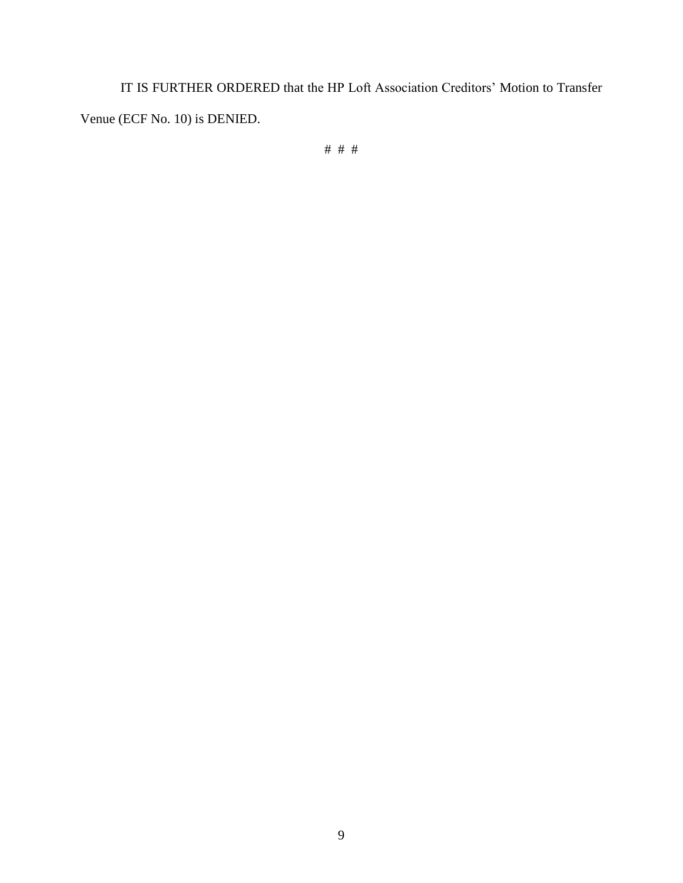IT IS FURTHER ORDERED that the HP Loft Association Creditors' Motion to Transfer Venue (ECF No. 10) is DENIED.

# # #